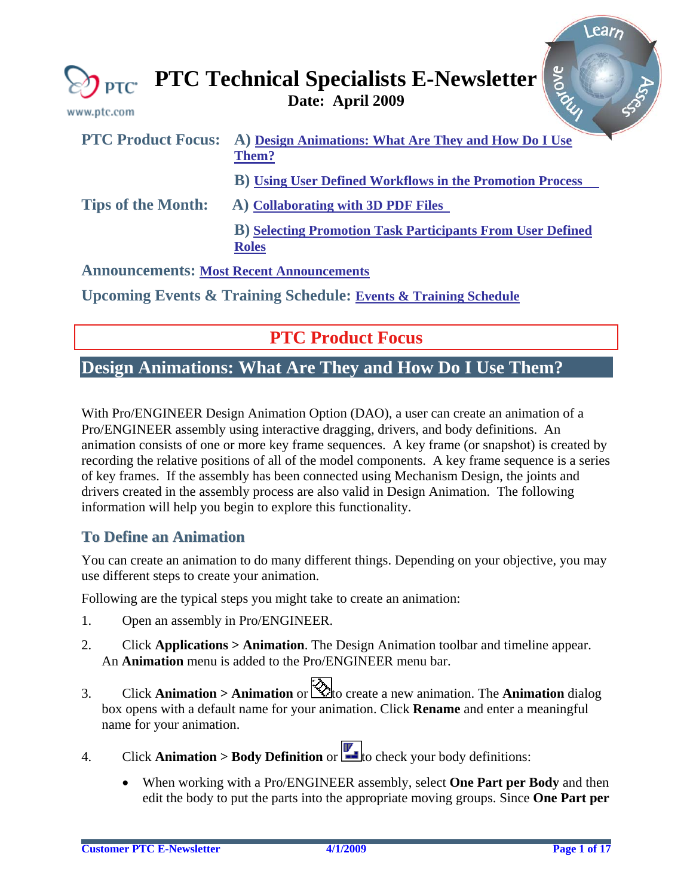# PTC Technical Specialists E-Newsletter

**Date: April 2009**

**PTC Product Focus:**
- **A)** Design Animations: What Are They and How Do I Use Them?
- **B)** Using User Defined Workflows in the Promotion Process

**Tips of the Month:**
- **A)** Collaborating with 3D PDF Files
- **B)** Selecting Promotion Task Participants From User Defined Roles

**Announcements:** Most Recent Announcements

**Upcoming Events & Training Schedule:** Events & Training Schedule

## PTC Product Focus

## Design Animations: What Are They and How Do I Use Them?

With Pro/ENGINEER Design Animation Option (DAO), a user can create an animation of a Pro/ENGINEER assembly using interactive dragging, drivers, and body definitions. An animation consists of one or more key frame sequences. A key frame (or snapshot) is created by recording the relative positions of all of the model components. A key frame sequence is a series of key frames. If the assembly has been connected using Mechanism Design, the joints and drivers created in the assembly process are also valid in Design Animation. The following information will help you begin to explore this functionality.

### To Define an Animation

You can create an animation to do many different things. Depending on your objective, you may use different steps to create your animation.

Following are the typical steps you might take to create an animation:

1. Open an assembly in Pro/ENGINEER.
2. Click **Applications > Animation**. The Design Animation toolbar and timeline appear. An **Animation** menu is added to the Pro/ENGINEER menu bar.
3. Click **Animation > Animation** or to create a new animation. The **Animation** dialog box opens with a default name for your animation. Click **Rename** and enter a meaningful name for your animation.
4. Click **Animation > Body Definition** or to check your body definitions:
   - When working with a Pro/ENGINEER assembly, select **One Part per Body** and then edit the body to put the parts into the appropriate moving groups. Since **One Part per**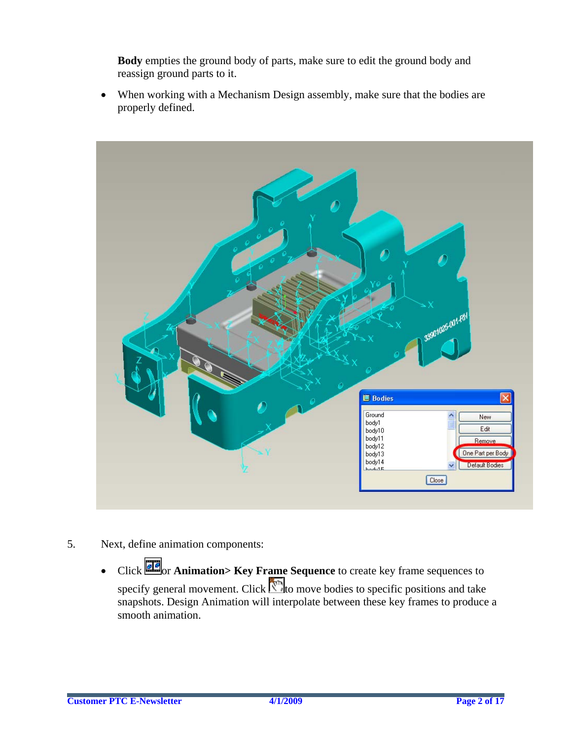**Body** empties the ground body of parts, make sure to edit the ground body and reassign ground parts to it.

- When working with a Mechanism Design assembly, make sure that the bodies are properly defined.

5. Next, define animation components:

- Click  or **Animation> Key Frame Sequence** to create key frame sequences to specify general movement. Click  to move bodies to specific positions and take snapshots. Design Animation will interpolate between these key frames to produce a smooth animation.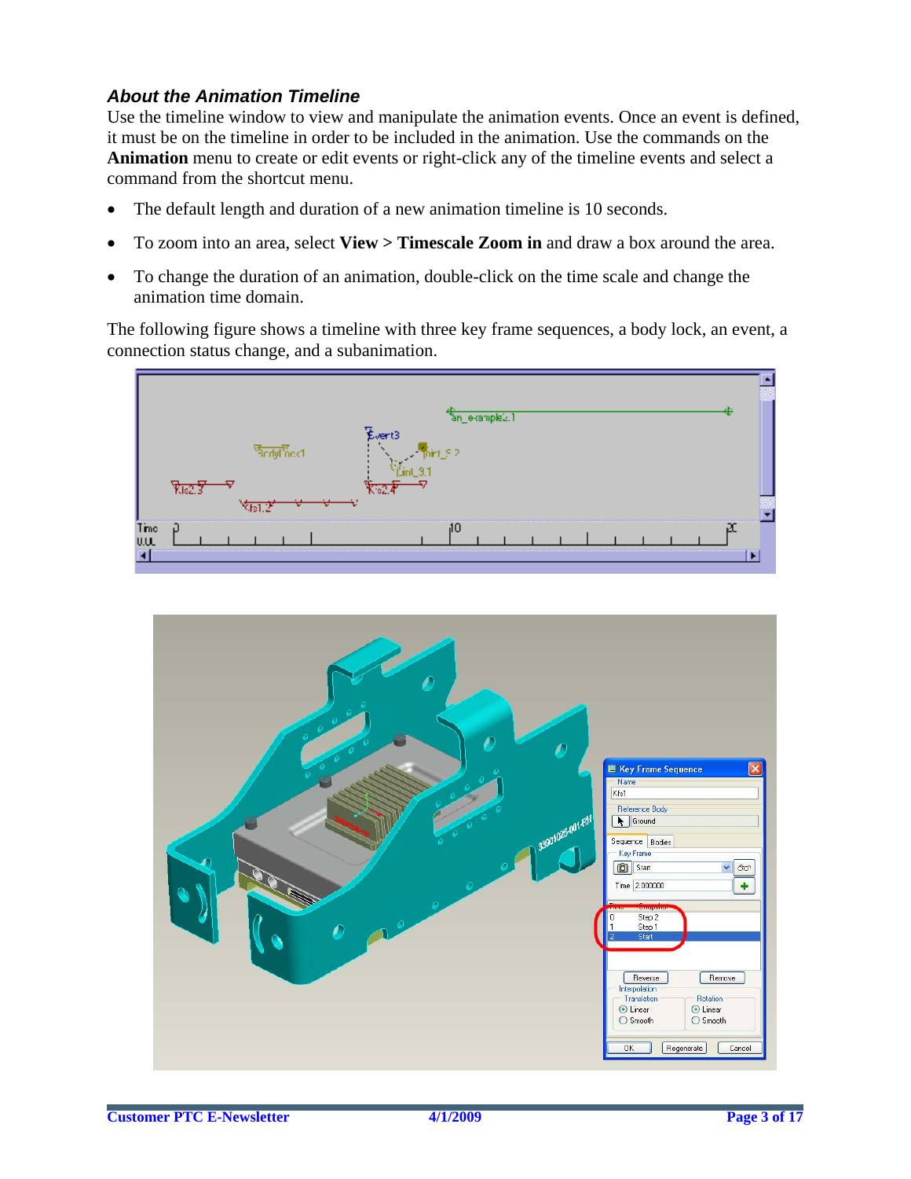### *About the Animation Timeline*

Use the timeline window to view and manipulate the animation events. Once an event is defined, it must be on the timeline in order to be included in the animation. Use the commands on the **Animation** menu to create or edit events or right-click any of the timeline events and select a command from the shortcut menu.

- The default length and duration of a new animation timeline is 10 seconds.
- To zoom into an area, select **View > Timescale Zoom in** and draw a box around the area.
- To change the duration of an animation, double-click on the time scale and change the animation time domain.

The following figure shows a timeline with three key frame sequences, a body lock, an event, a connection status change, and a subanimation.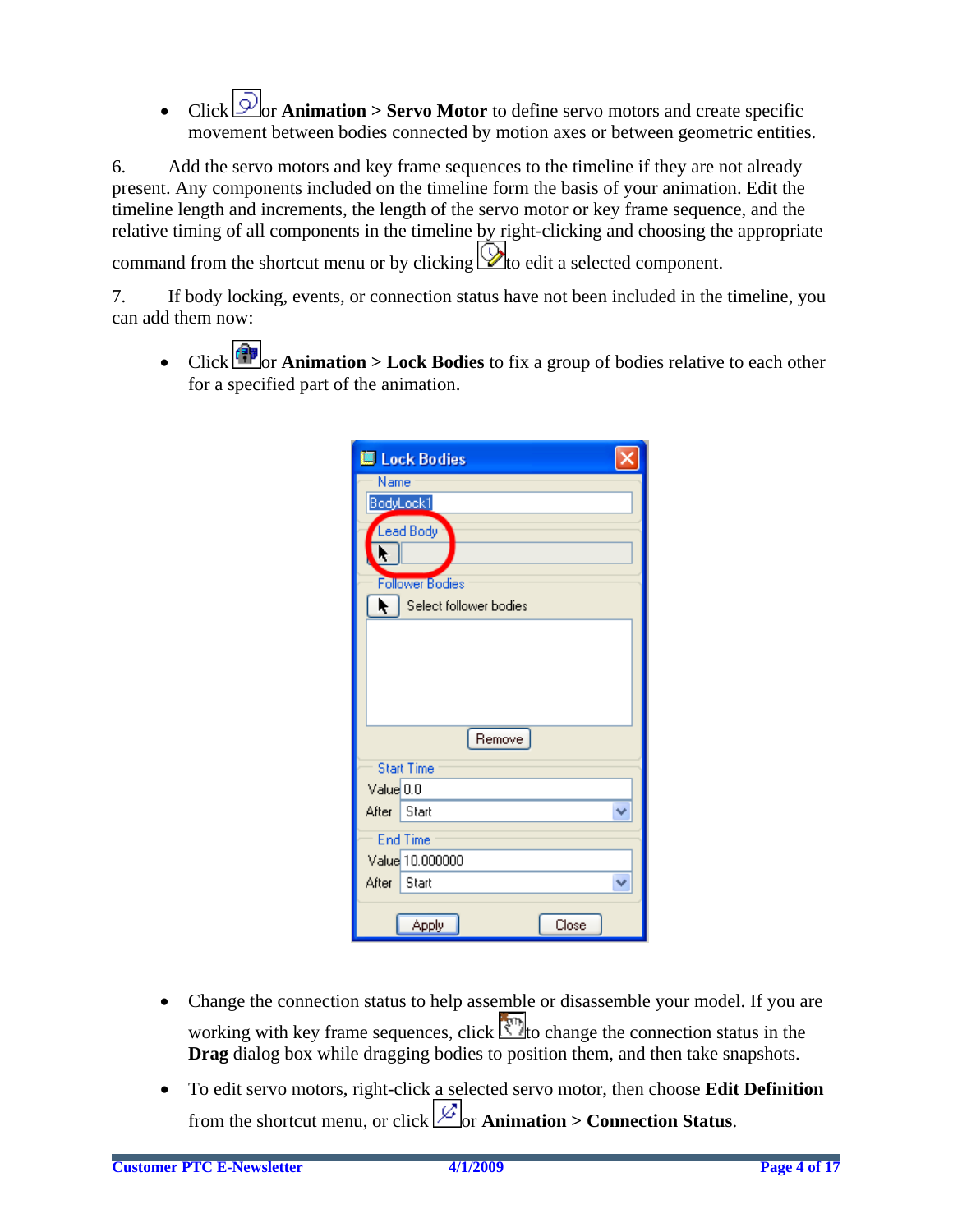- Click or **Animation** > **Servo Motor** to define servo motors and create specific movement between bodies connected by motion axes or between geometric entities.

6. Add the servo motors and key frame sequences to the timeline if they are not already present. Any components included on the timeline form the basis of your animation. Edit the timeline length and increments, the length of the servo motor or key frame sequence, and the relative timing of all components in the timeline by right-clicking and choosing the appropriate command from the shortcut menu or by clicking to edit a selected component.

7. If body locking, events, or connection status have not been included in the timeline, you can add them now:

- Click or **Animation** > **Lock Bodies** to fix a group of bodies relative to each other for a specified part of the animation.

- Change the connection status to help assemble or disassemble your model. If you are working with key frame sequences, click to change the connection status in the **Drag** dialog box while dragging bodies to position them, and then take snapshots.

- To edit servo motors, right-click a selected servo motor, then choose **Edit Definition** from the shortcut menu, or click or **Animation** > **Connection Status**.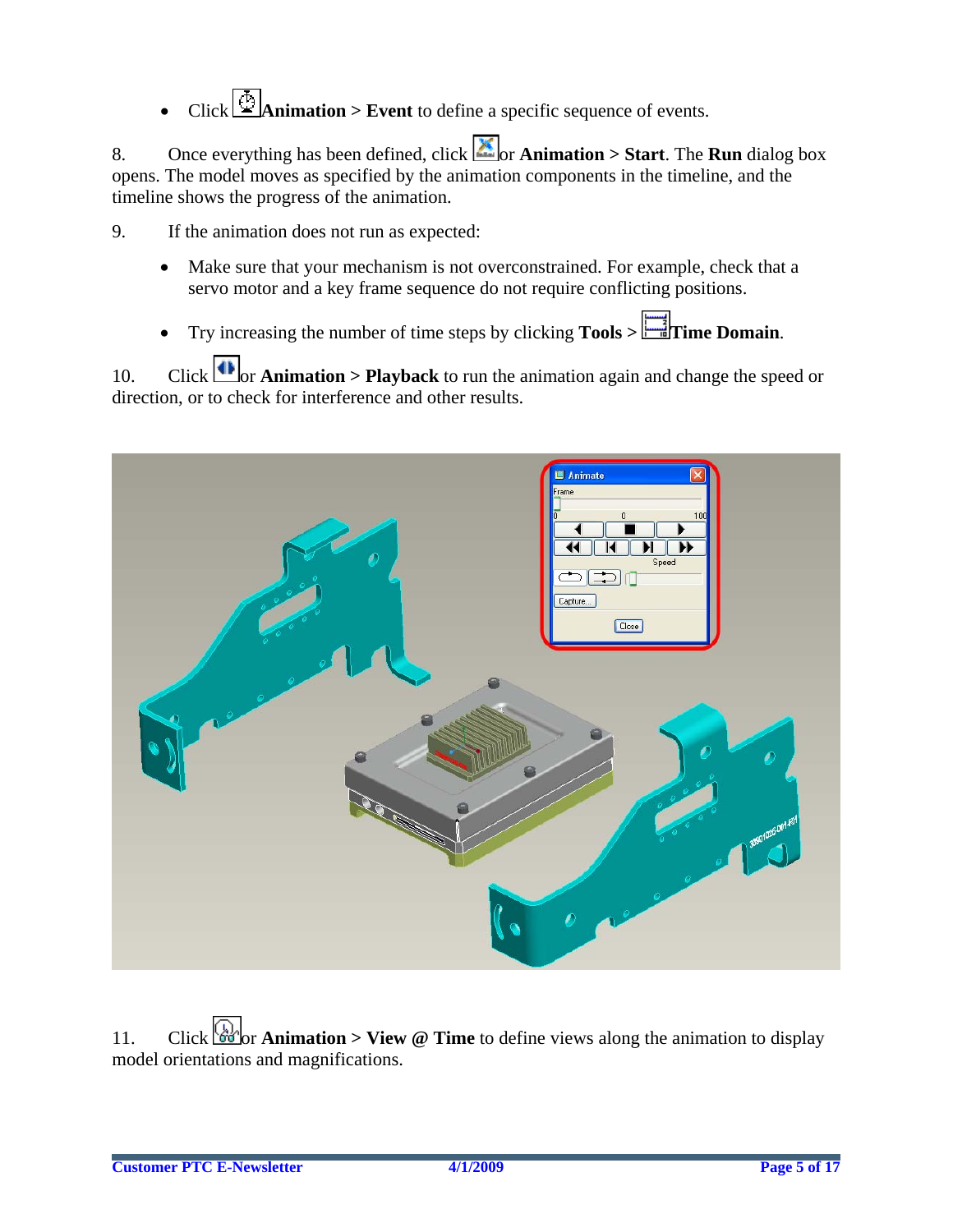- Click Animation > Event to define a specific sequence of events.

8. Once everything has been defined, click or Animation > Start. The Run dialog box opens. The model moves as specified by the animation components in the timeline, and the timeline shows the progress of the animation.

9. If the animation does not run as expected:

   - Make sure that your mechanism is not overconstrained. For example, check that a servo motor and a key frame sequence do not require conflicting positions.

   - Try increasing the number of time steps by clicking **Tools >** **Time Domain**.

10. Click or **Animation > Playback** to run the animation again and change the speed or direction, or to check for interference and other results.

11. Click or **Animation > View @ Time** to define views along the animation to display model orientations and magnifications.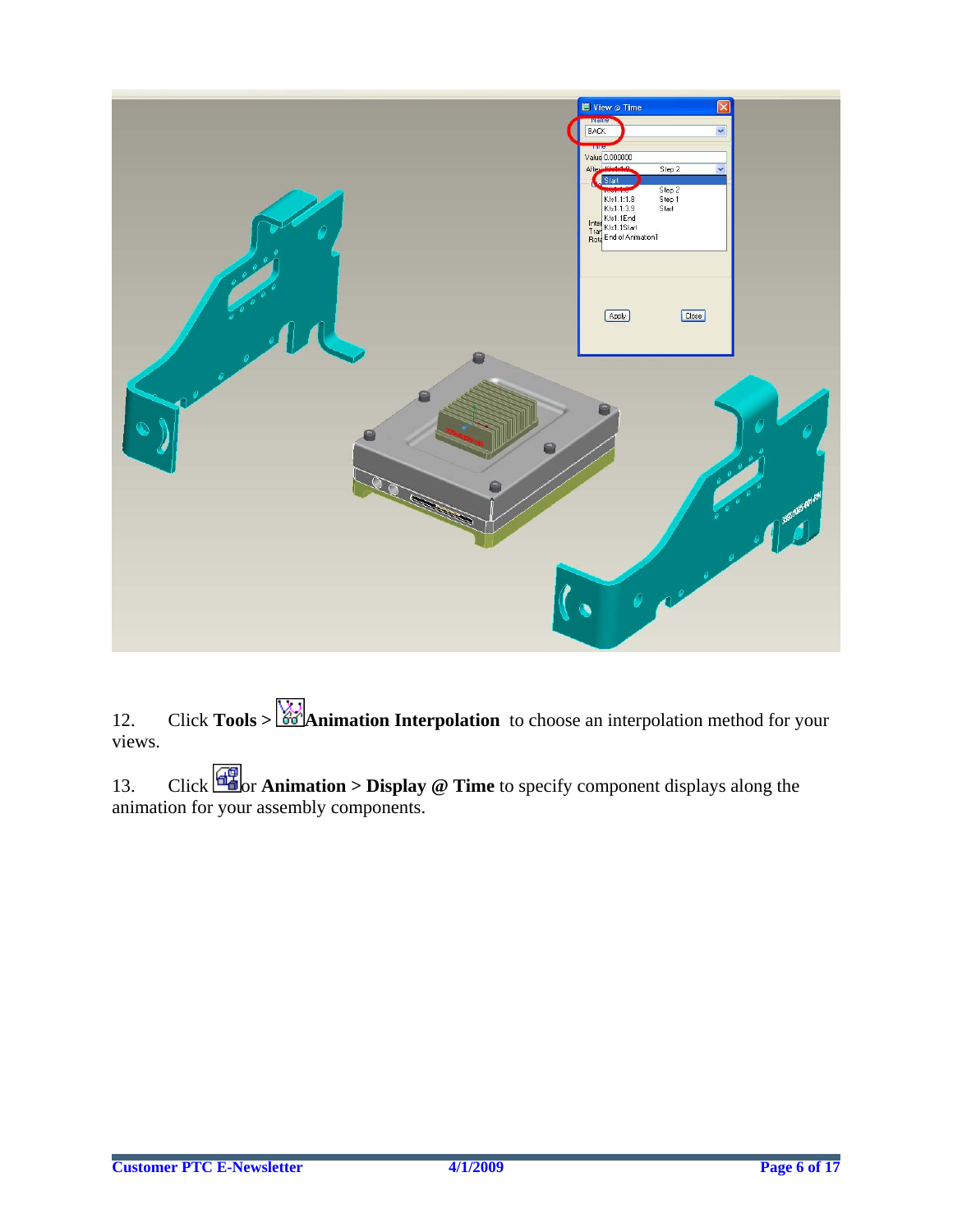12. Click **Tools >** **Animation Interpolation** to choose an interpolation method for your views.

13. Click or **Animation > Display @ Time** to specify component displays along the animation for your assembly components.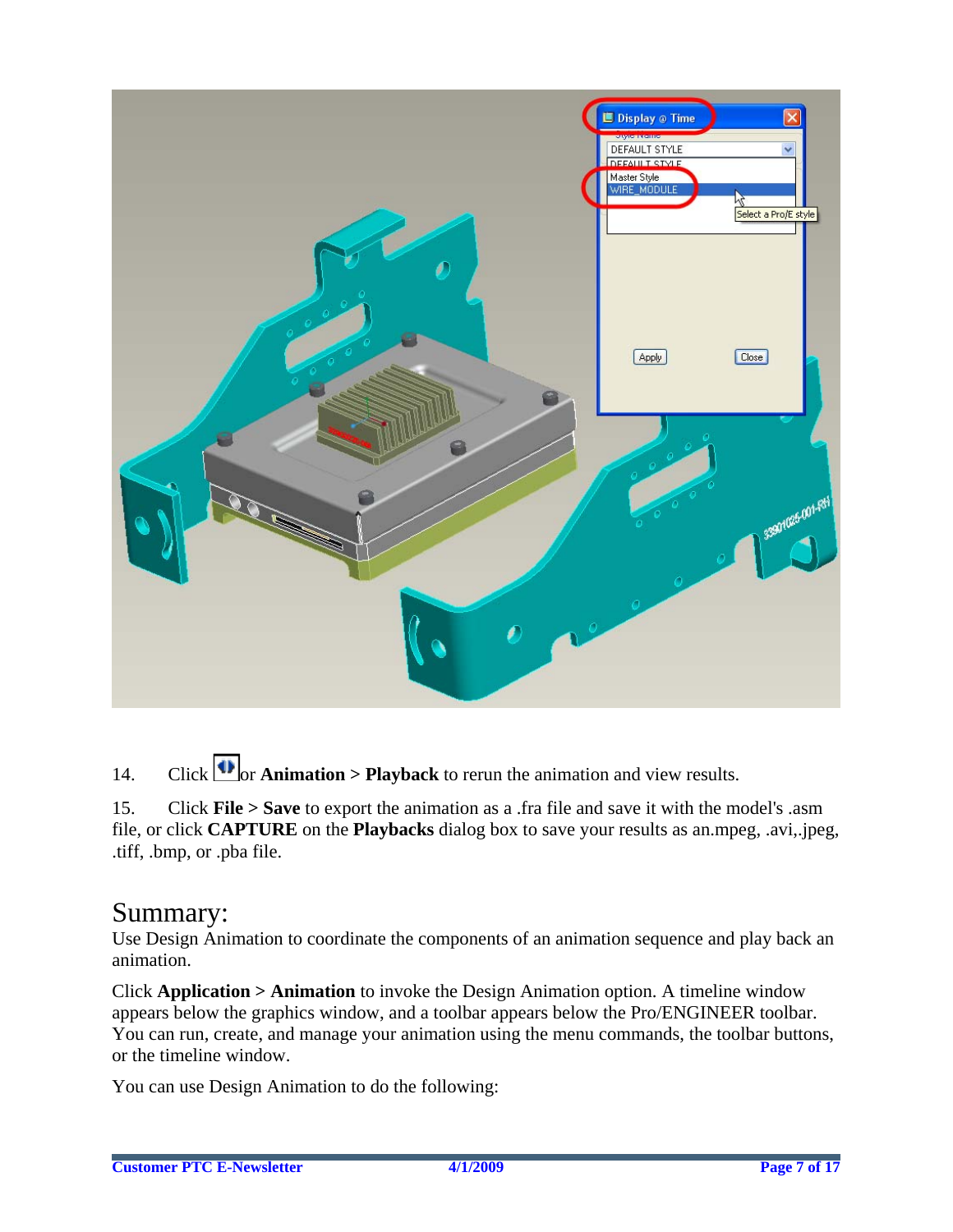14. Click or **Animation > Playback** to rerun the animation and view results.

15. Click **File > Save** to export the animation as a .fra file and save it with the model's .asm file, or click **CAPTURE** on the **Playbacks** dialog box to save your results as an.mpeg, .avi,.jpeg, .tiff, .bmp, or .pba file.

# Summary:

Use Design Animation to coordinate the components of an animation sequence and play back an animation.

Click **Application > Animation** to invoke the Design Animation option. A timeline window appears below the graphics window, and a toolbar appears below the Pro/ENGINEER toolbar. You can run, create, and manage your animation using the menu commands, the toolbar buttons, or the timeline window.

You can use Design Animation to do the following: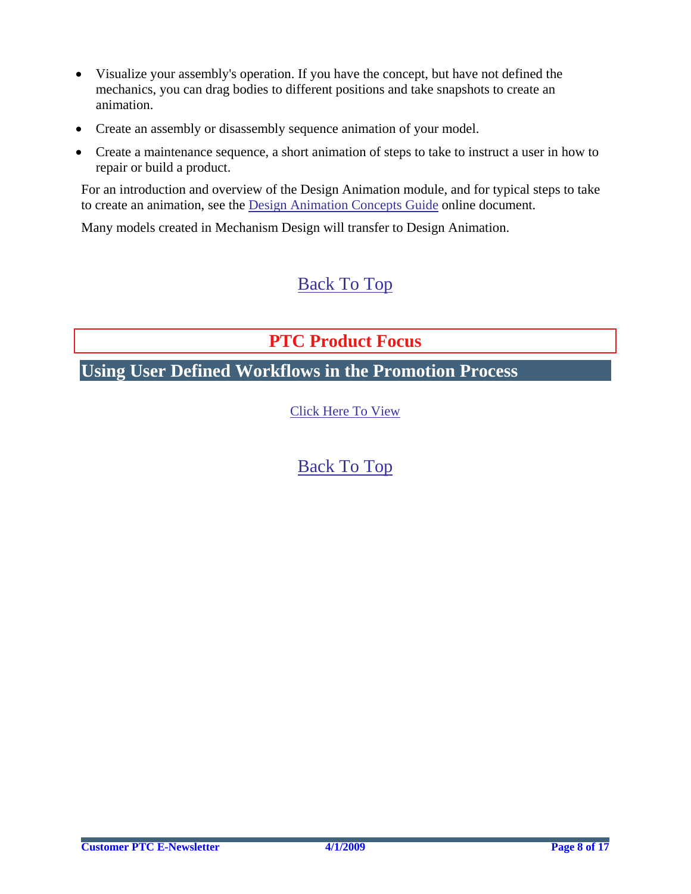- Visualize your assembly's operation. If you have the concept, but have not defined the mechanics, you can drag bodies to different positions and take snapshots to create an animation.
- Create an assembly or disassembly sequence animation of your model.
- Create a maintenance sequence, a short animation of steps to take to instruct a user in how to repair or build a product.

For an introduction and overview of the Design Animation module, and for typical steps to take to create an animation, see the Design Animation Concepts Guide online document.

Many models created in Mechanism Design will transfer to Design Animation.

Back To Top

## PTC Product Focus

## Using User Defined Workflows in the Promotion Process

Click Here To View

Back To Top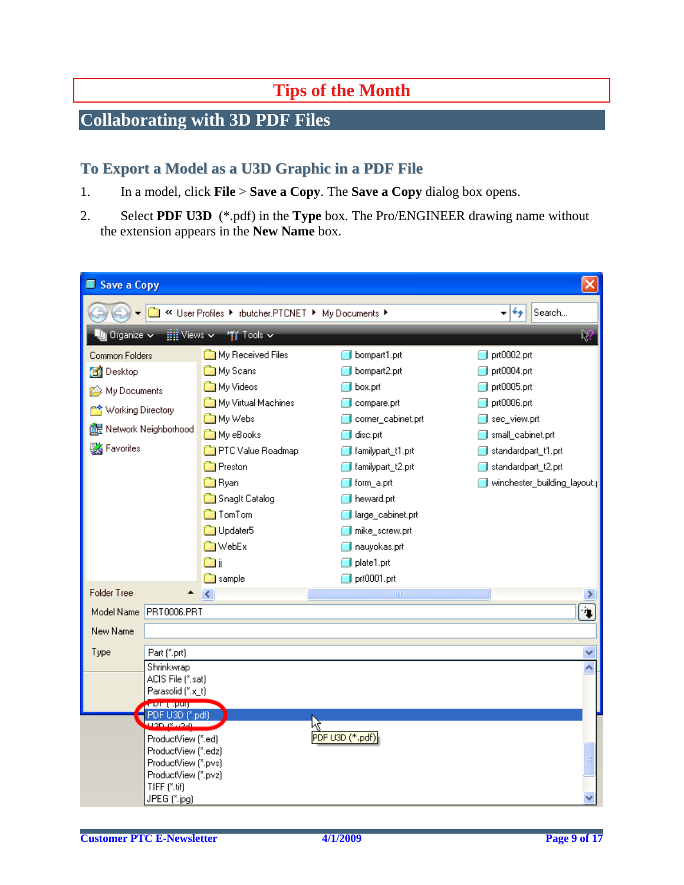# Tips of the Month

## Collaborating with 3D PDF Files

### To Export a Model as a U3D Graphic in a PDF File

1. In a model, click **File** > **Save a Copy**. The **Save a Copy** dialog box opens.
2. Select **PDF U3D** (*.pdf) in the **Type** box. The Pro/ENGINEER drawing name without the extension appears in the **New Name** box.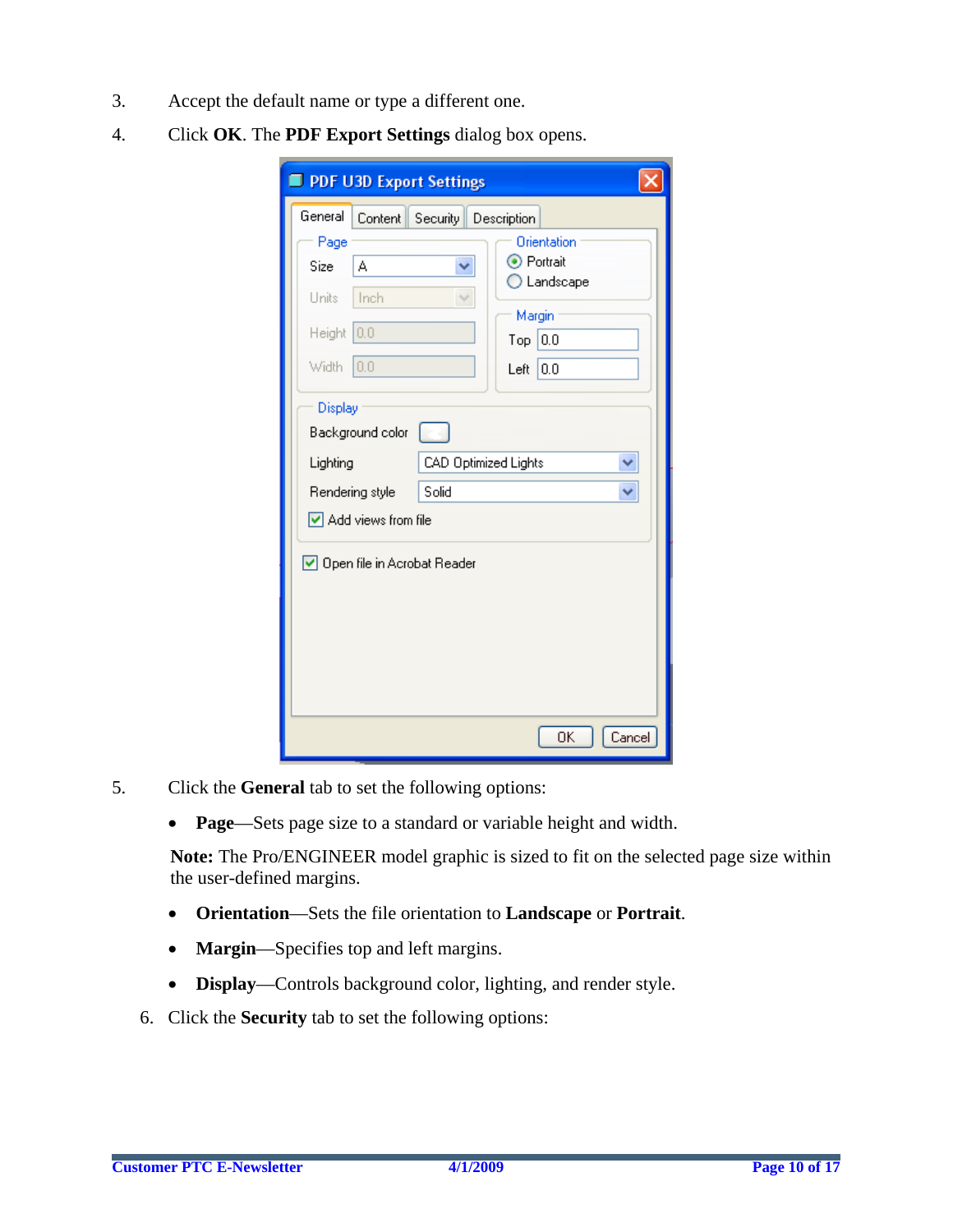3. Accept the default name or type a different one.
4. Click **OK**. The **PDF Export Settings** dialog box opens.

5. Click the **General** tab to set the following options:

   - **Page**—Sets page size to a standard or variable height and width.

   **Note:** The Pro/ENGINEER model graphic is sized to fit on the selected page size within the user-defined margins.

   - **Orientation**—Sets the file orientation to **Landscape** or **Portrait**.
   - **Margin**—Specifies top and left margins.
   - **Display**—Controls background color, lighting, and render style.

6. Click the **Security** tab to set the following options: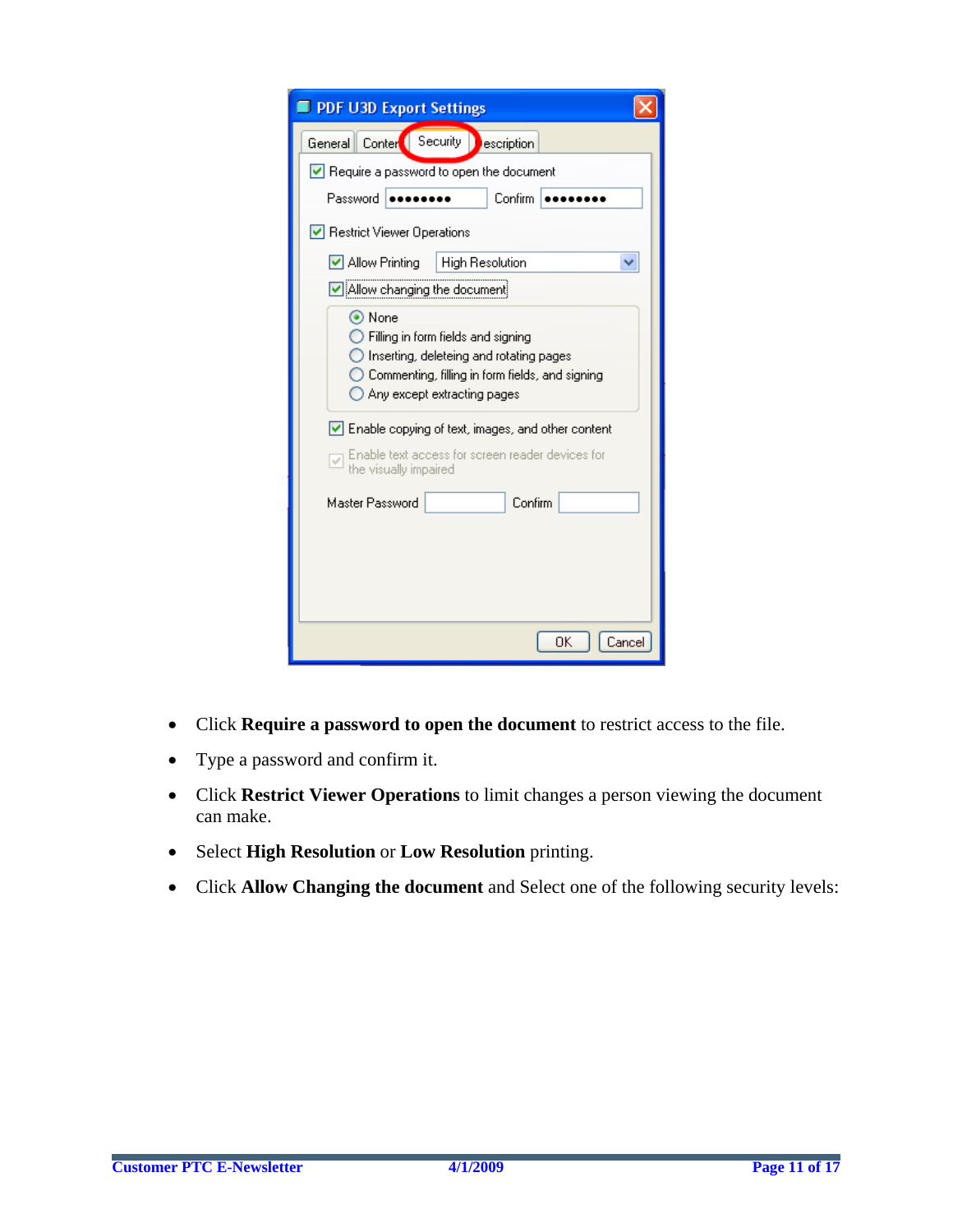- Click **Require a password to open the document** to restrict access to the file.
- Type a password and confirm it.
- Click **Restrict Viewer Operations** to limit changes a person viewing the document can make.
- Select **High Resolution** or **Low Resolution** printing.
- Click **Allow Changing the document** and Select one of the following security levels: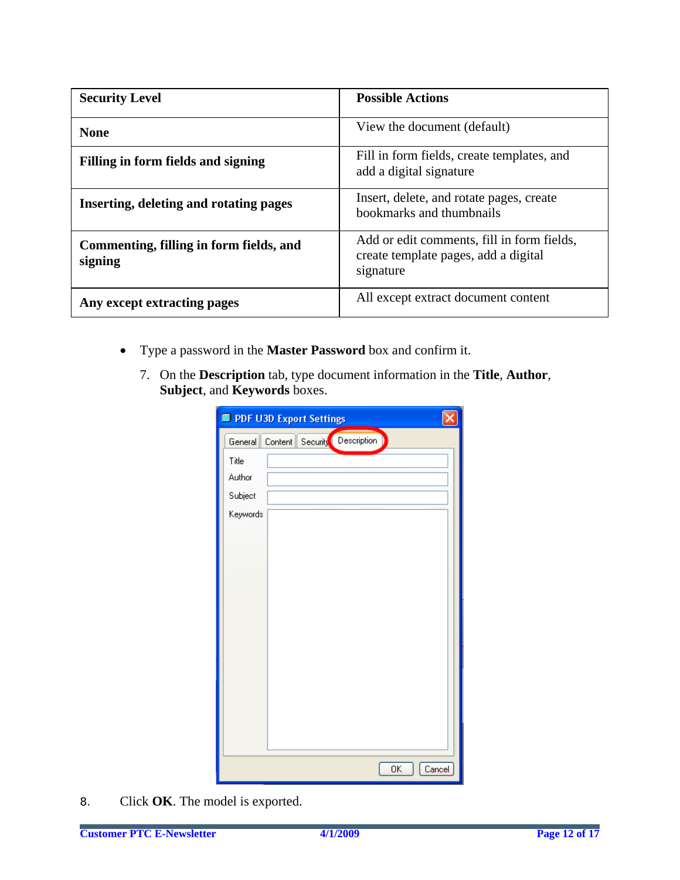| Security Level | Possible Actions |
|---|---|
| **None** | View the document (default) |
| **Filling in form fields and signing** | Fill in form fields, create templates, and add a digital signature |
| **Inserting, deleting and rotating pages** | Insert, delete, and rotate pages, create bookmarks and thumbnails |
| **Commenting, filling in form fields, and signing** | Add or edit comments, fill in form fields, create template pages, add a digital signature |
| **Any except extracting pages** | All except extract document content |

- Type a password in the **Master Password** box and confirm it.

7. On the **Description** tab, type document information in the **Title**, **Author**, **Subject**, and **Keywords** boxes.

8. Click **OK**. The model is exported.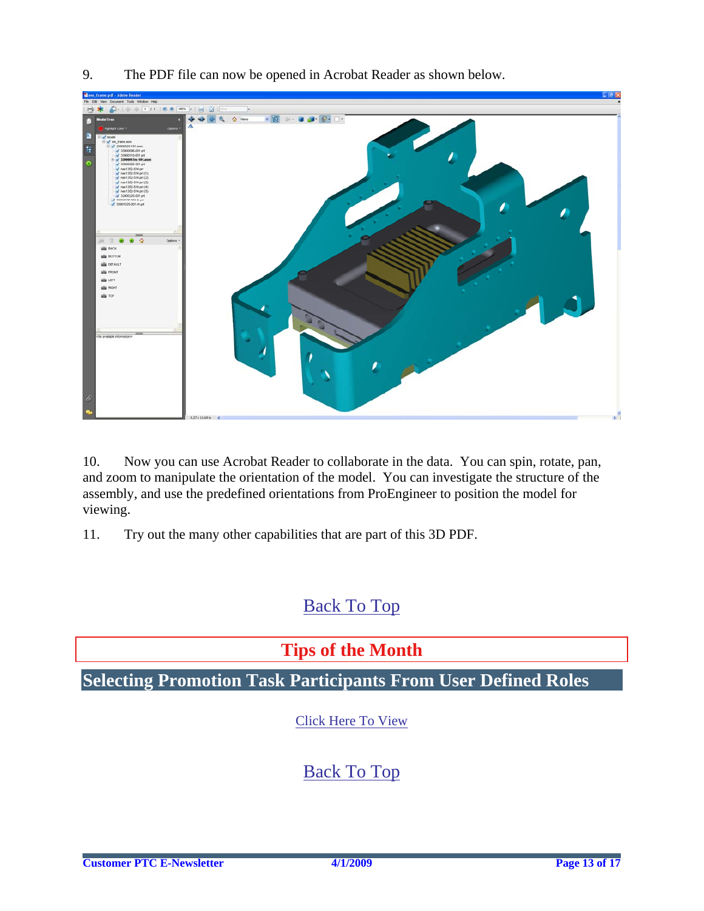9. The PDF file can now be opened in Acrobat Reader as shown below.

10. Now you can use Acrobat Reader to collaborate in the data. You can spin, rotate, pan, and zoom to manipulate the orientation of the model. You can investigate the structure of the assembly, and use the predefined orientations from ProEngineer to position the model for viewing.

11. Try out the many other capabilities that are part of this 3D PDF.

Back To Top

# Tips of the Month

## Selecting Promotion Task Participants From User Defined Roles

Click Here To View

Back To Top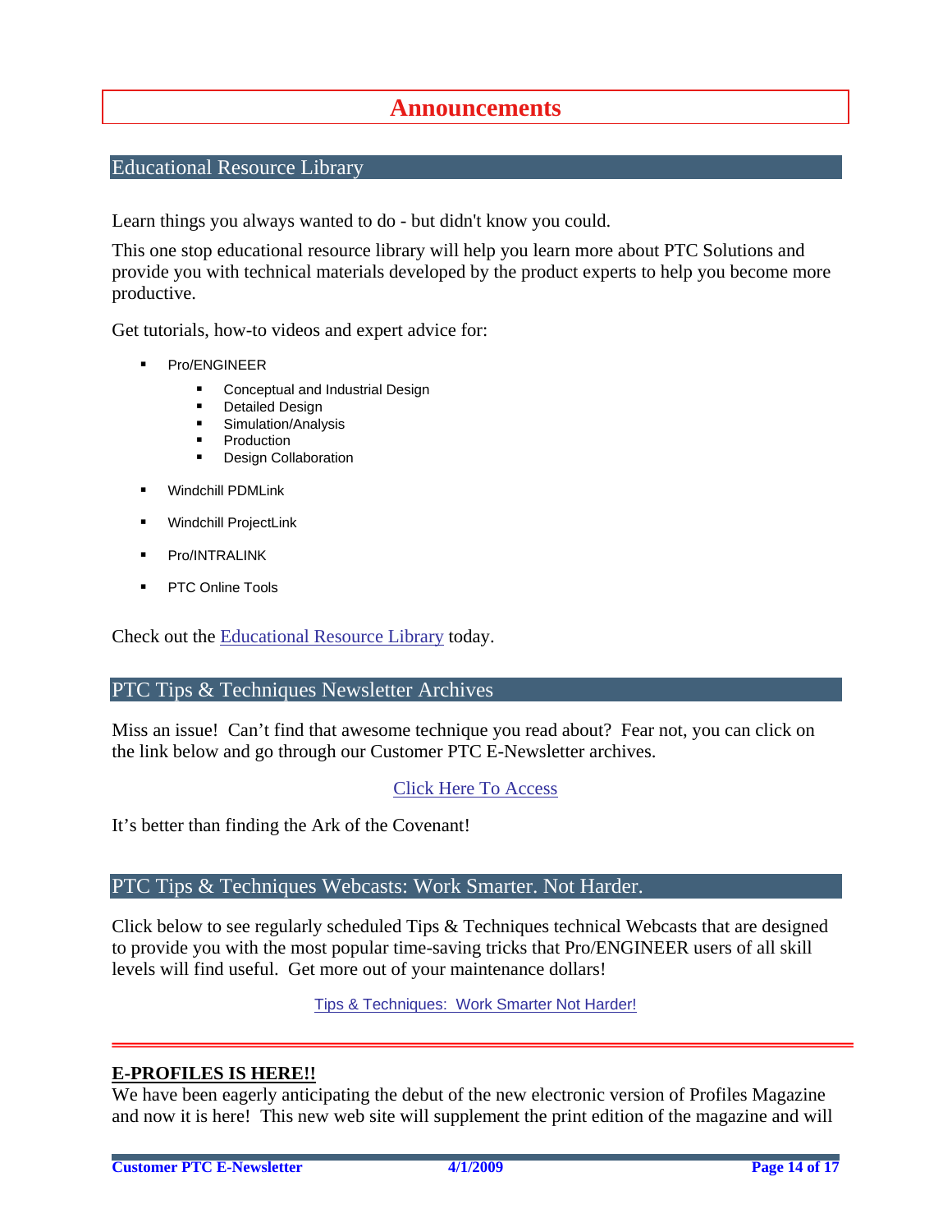# Announcements

## Educational Resource Library

Learn things you always wanted to do - but didn't know you could.

This one stop educational resource library will help you learn more about PTC Solutions and provide you with technical materials developed by the product experts to help you become more productive.

Get tutorials, how-to videos and expert advice for:

- Pro/ENGINEER
  - Conceptual and Industrial Design
  - Detailed Design
  - Simulation/Analysis
  - Production
  - Design Collaboration
- Windchill PDMLink
- Windchill ProjectLink
- Pro/INTRALINK
- PTC Online Tools

Check out the Educational Resource Library today.

## PTC Tips & Techniques Newsletter Archives

Miss an issue! Can't find that awesome technique you read about? Fear not, you can click on the link below and go through our Customer PTC E-Newsletter archives.

Click Here To Access

It's better than finding the Ark of the Covenant!

## PTC Tips & Techniques Webcasts: Work Smarter. Not Harder.

Click below to see regularly scheduled Tips & Techniques technical Webcasts that are designed to provide you with the most popular time-saving tricks that Pro/ENGINEER users of all skill levels will find useful. Get more out of your maintenance dollars!

Tips & Techniques: Work Smarter Not Harder!

---

**E-PROFILES IS HERE!!**

We have been eagerly anticipating the debut of the new electronic version of Profiles Magazine and now it is here! This new web site will supplement the print edition of the magazine and will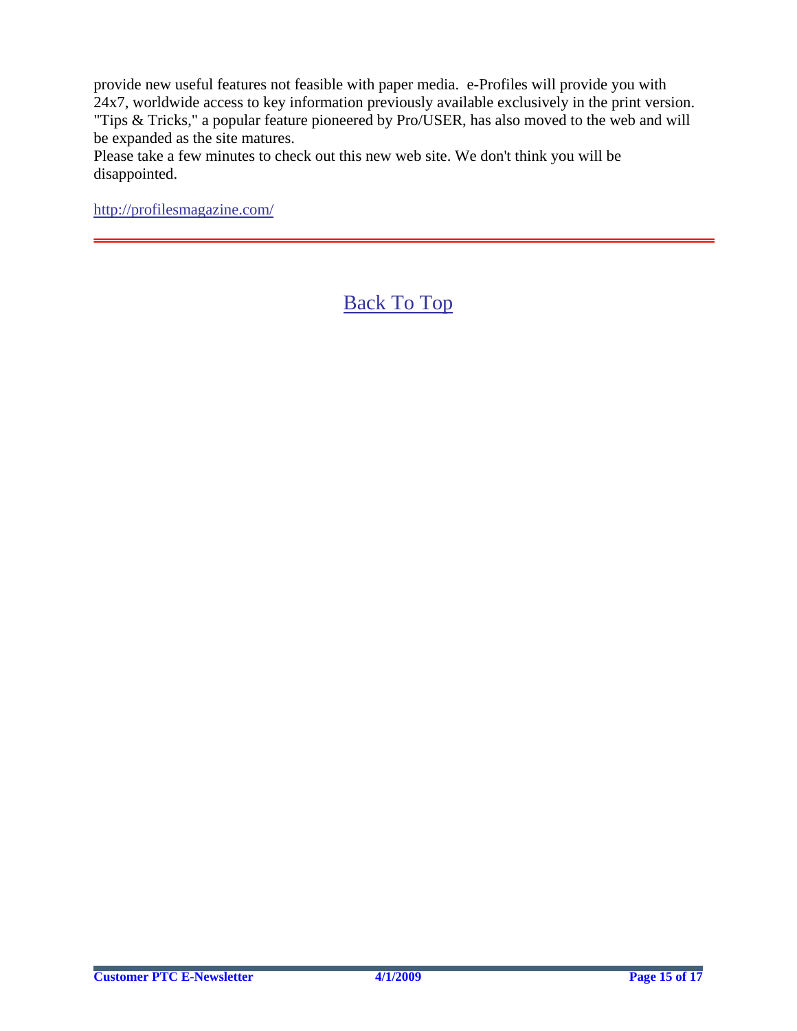provide new useful features not feasible with paper media.  e-Profiles will provide you with 24x7, worldwide access to key information previously available exclusively in the print version. "Tips & Tricks," a popular feature pioneered by Pro/USER, has also moved to the web and will be expanded as the site matures.

Please take a few minutes to check out this new web site. We don't think you will be disappointed.

http://profilesmagazine.com/

---

Back To Top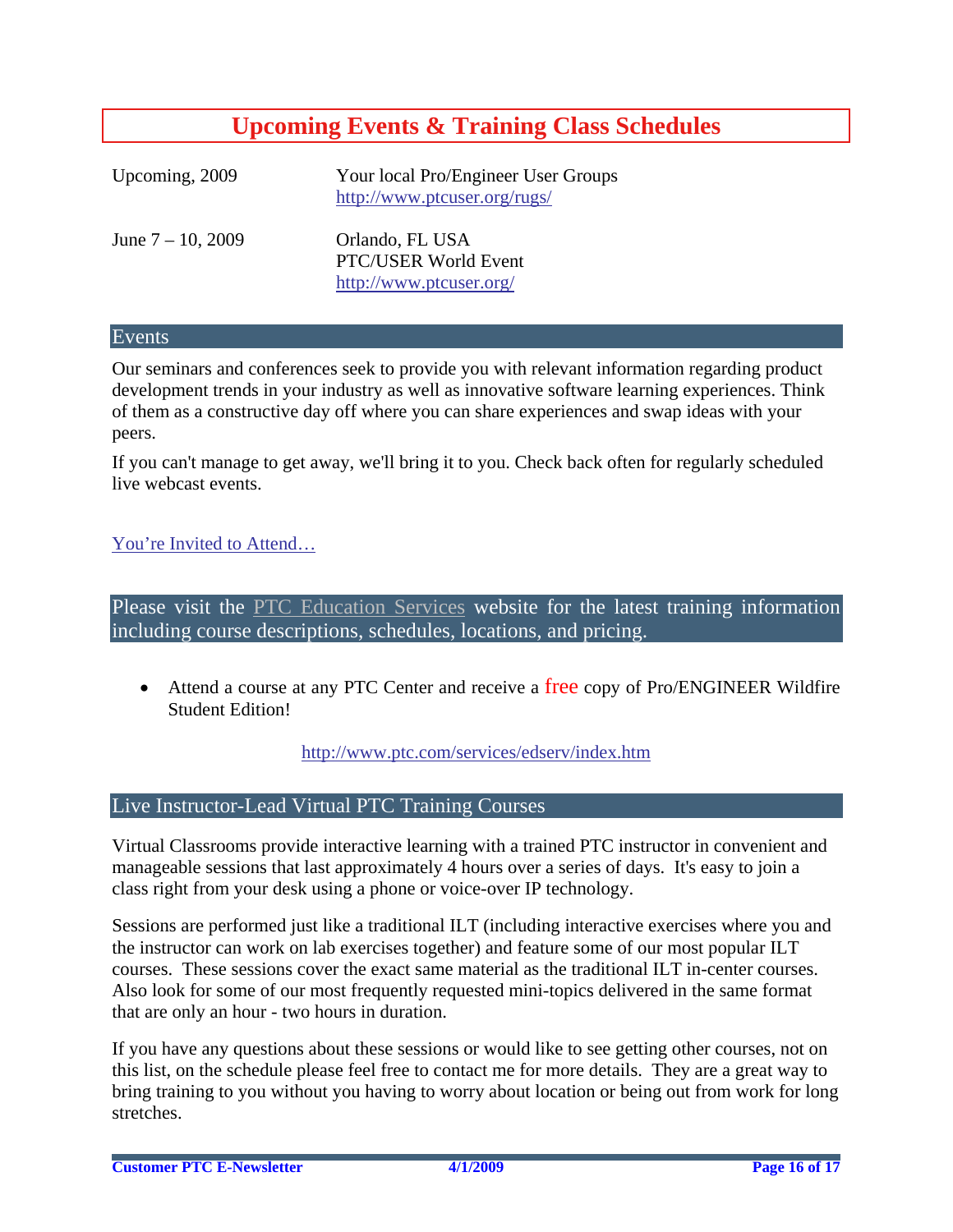# Upcoming Events & Training Class Schedules

| | |
|---|---|
| Upcoming, 2009 | Your local Pro/Engineer User Groups<br>http://www.ptcuser.org/rugs/ |
| June 7 – 10, 2009 | Orlando, FL USA<br>PTC/USER World Event<br>http://www.ptcuser.org/ |

## Events

Our seminars and conferences seek to provide you with relevant information regarding product development trends in your industry as well as innovative software learning experiences. Think of them as a constructive day off where you can share experiences and swap ideas with your peers.

If you can't manage to get away, we'll bring it to you. Check back often for regularly scheduled live webcast events.

You're Invited to Attend…

## Please visit the PTC Education Services website for the latest training information including course descriptions, schedules, locations, and pricing.

- Attend a course at any PTC Center and receive a free copy of Pro/ENGINEER Wildfire Student Edition!

http://www.ptc.com/services/edserv/index.htm

## Live Instructor-Lead Virtual PTC Training Courses

Virtual Classrooms provide interactive learning with a trained PTC instructor in convenient and manageable sessions that last approximately 4 hours over a series of days. It's easy to join a class right from your desk using a phone or voice-over IP technology.

Sessions are performed just like a traditional ILT (including interactive exercises where you and the instructor can work on lab exercises together) and feature some of our most popular ILT courses. These sessions cover the exact same material as the traditional ILT in-center courses. Also look for some of our most frequently requested mini-topics delivered in the same format that are only an hour - two hours in duration.

If you have any questions about these sessions or would like to see getting other courses, not on this list, on the schedule please feel free to contact me for more details. They are a great way to bring training to you without you having to worry about location or being out from work for long stretches.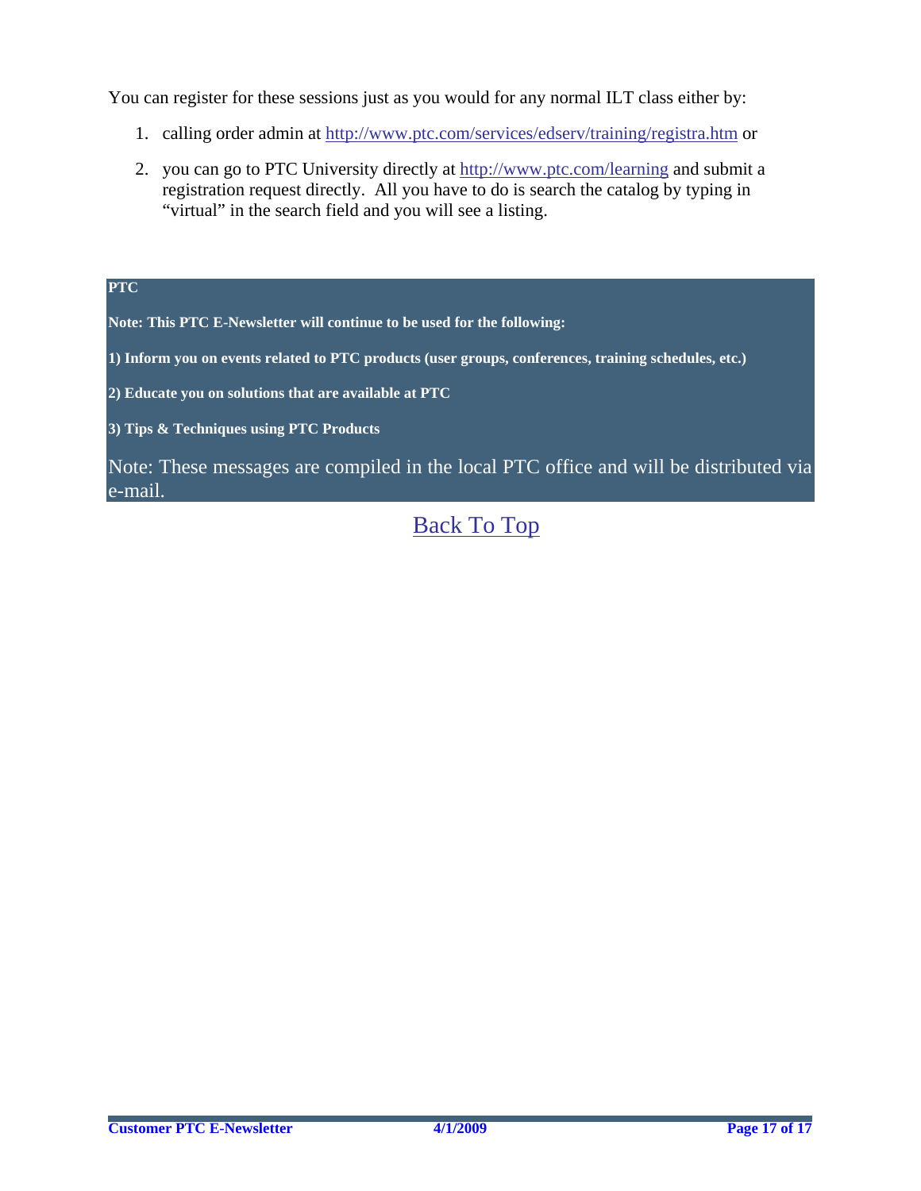You can register for these sessions just as you would for any normal ILT class either by:

1. calling order admin at http://www.ptc.com/services/edserv/training/registra.htm or

2. you can go to PTC University directly at http://www.ptc.com/learning and submit a registration request directly. All you have to do is search the catalog by typing in "virtual" in the search field and you will see a listing.

**PTC**

**Note: This PTC E-Newsletter will continue to be used for the following:**

**1) Inform you on events related to PTC products (user groups, conferences, training schedules, etc.)**

**2) Educate you on solutions that are available at PTC**

**3) Tips & Techniques using PTC Products**

Note: These messages are compiled in the local PTC office and will be distributed via e-mail.

Back To Top